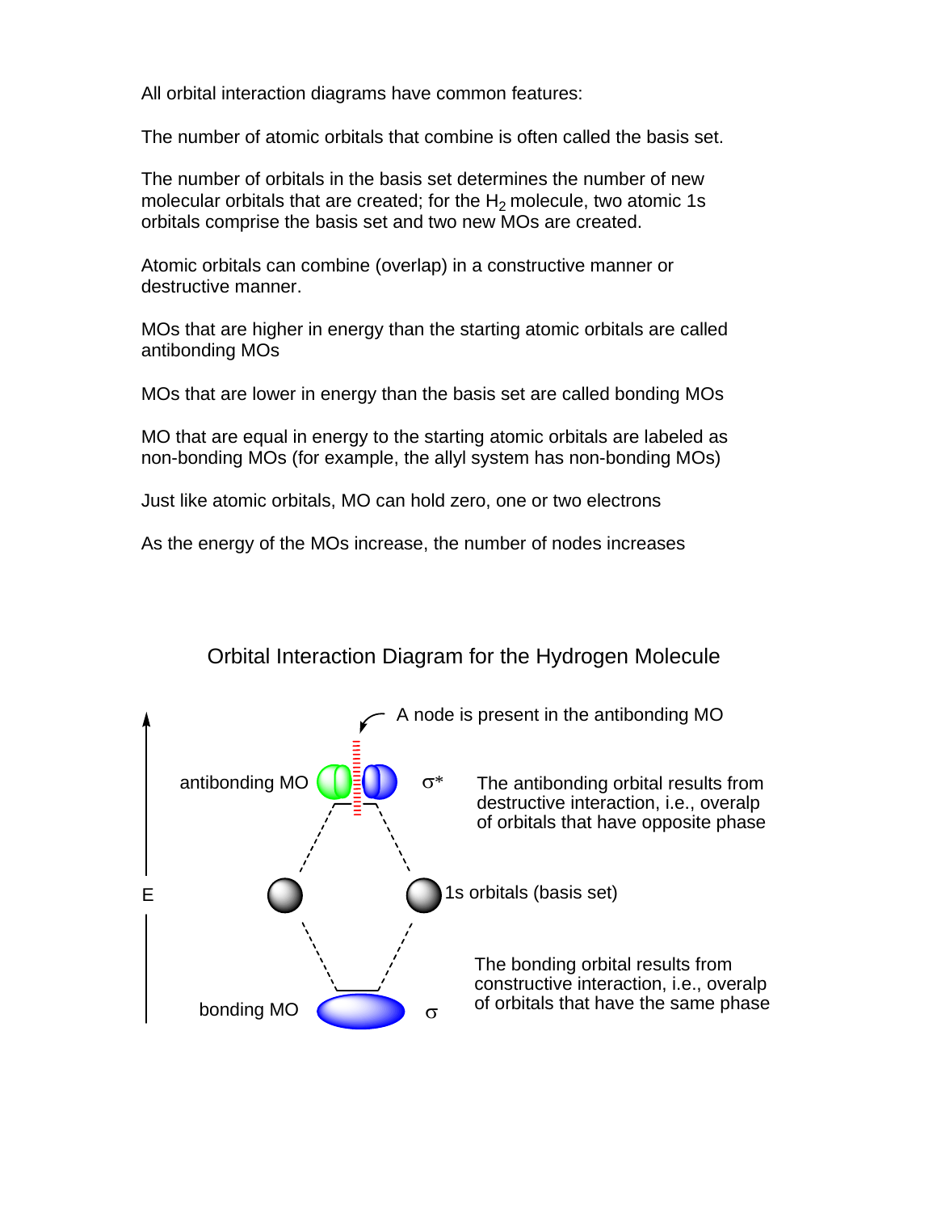All orbital interaction diagrams have common features:

The number of atomic orbitals that combine is often called the basis set.

The number of orbitals in the basis set determines the number of new molecular orbitals that are created; for the $H_2$ molecule, two atomic 1s orbitals comprise the basis set and two new MOs are created.

Atomic orbitals can combine (overlap) in a constructive manner or destructive manner.

MOs that are higher in energy than the starting atomic orbitals are called antibonding MOs

MOs that are lower in energy than the basis set are called bonding MOs

MO that are equal in energy to the starting atomic orbitals are labeled as non-bonding MOs (for example, the allyl system has non-bonding MOs)

Just like atomic orbitals, MO can hold zero, one or two electrons

As the energy of the MOs increase, the number of nodes increases

## Orbital Interaction Diagram for the Hydrogen Molecule

A node is present in the antibonding MO

antibonding MO $\sigma^*$

The antibonding orbital results from destructive interaction, i.e., overalp of orbitals that have opposite phase

E

1s orbitals (basis set)

The bonding orbital results from constructive interaction, i.e., overalp of orbitals that have the same phase

bonding MO $\sigma$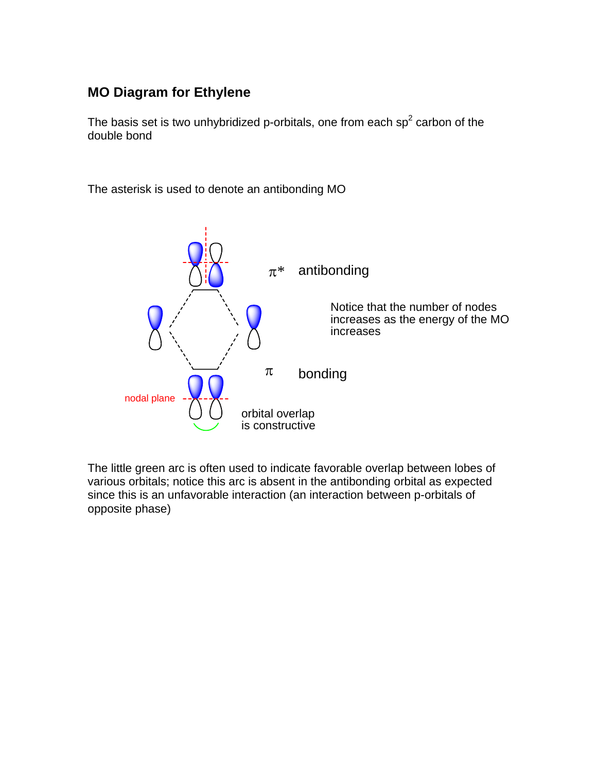## MO Diagram for Ethylene

The basis set is two unhybridized p-orbitals, one from each $sp^2$ carbon of the double bond

The asterisk is used to denote an antibonding MO

$\pi^*$ antibonding

Notice that the number of nodes increases as the energy of the MO increases

$\pi$ bonding

nodal plane

orbital overlap is constructive

The little green arc is often used to indicate favorable overlap between lobes of various orbitals; notice this arc is absent in the antibonding orbital as expected since this is an unfavorable interaction (an interaction between p-orbitals of opposite phase)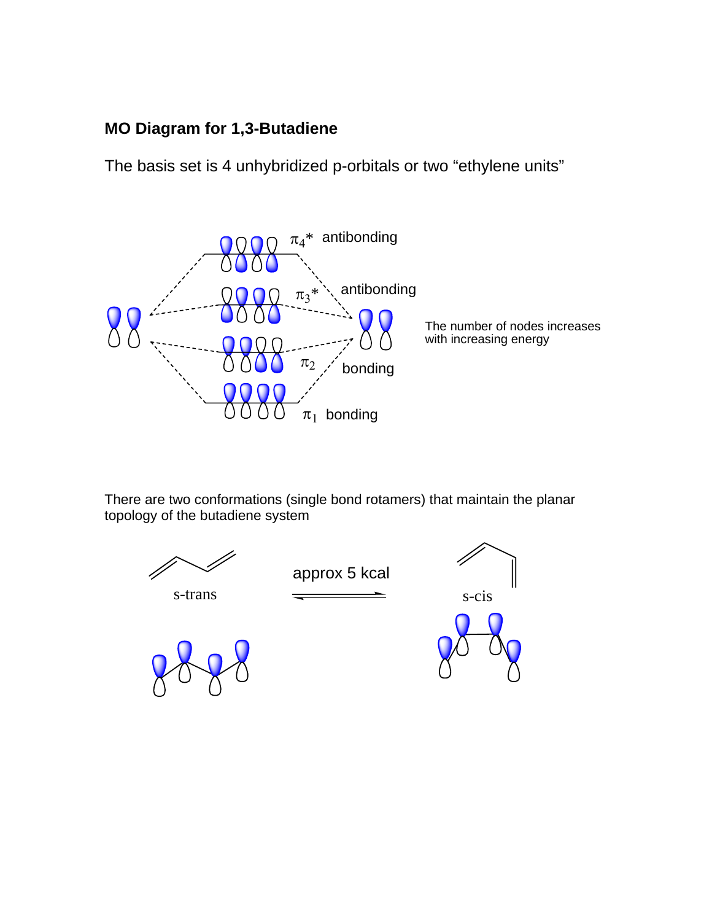## MO Diagram for 1,3-Butadiene

The basis set is 4 unhybridized p-orbitals or two “ethylene units”

$\pi_4$* antibonding

$\pi_3$* antibonding

$\pi_2$ bonding

$\pi_1$ bonding

The number of nodes increases with increasing energy

There are two conformations (single bond rotamers) that maintain the planar topology of the butadiene system

s-trans ⇌ s-cis (approx 5 kcal)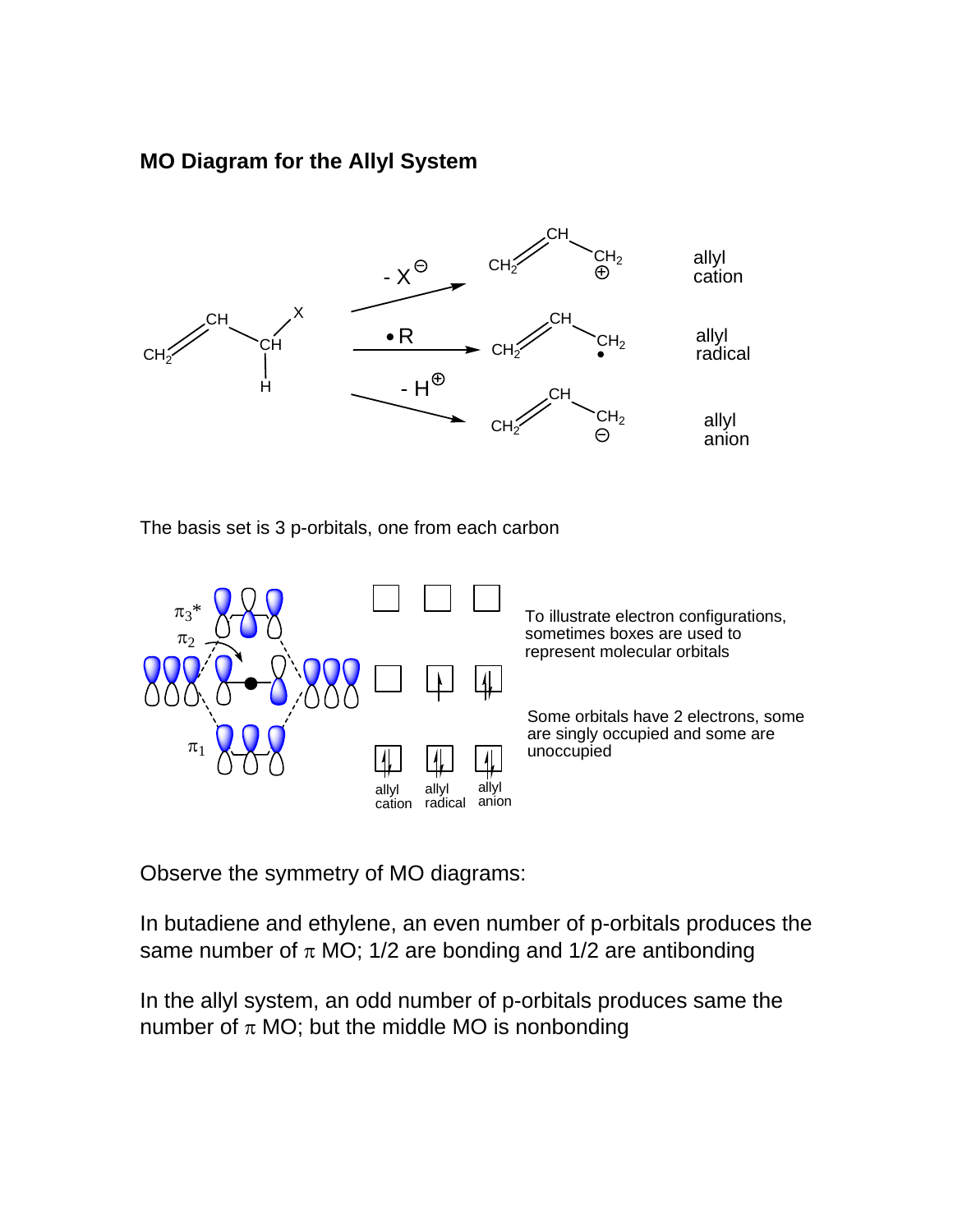## MO Diagram for the Allyl System

- $X^{\ominus}$

$\bullet$R

- $H^{\oplus}$

allyl cation

allyl radical

allyl anion

The basis set is 3 p-orbitals, one from each carbon

$\pi_3$*

$\pi_2$

$\pi_1$

allyl cation

allyl radical

allyl anion

To illustrate electron configurations, sometimes boxes are used to represent molecular orbitals

Some orbitals have 2 electrons, some are singly occupied and some are unoccupied

Observe the symmetry of MO diagrams:

In butadiene and ethylene, an even number of p-orbitals produces the same number of $\pi$ MO; 1/2 are bonding and 1/2 are antibonding

In the allyl system, an odd number of p-orbitals produces same the number of $\pi$ MO; but the middle MO is nonbonding